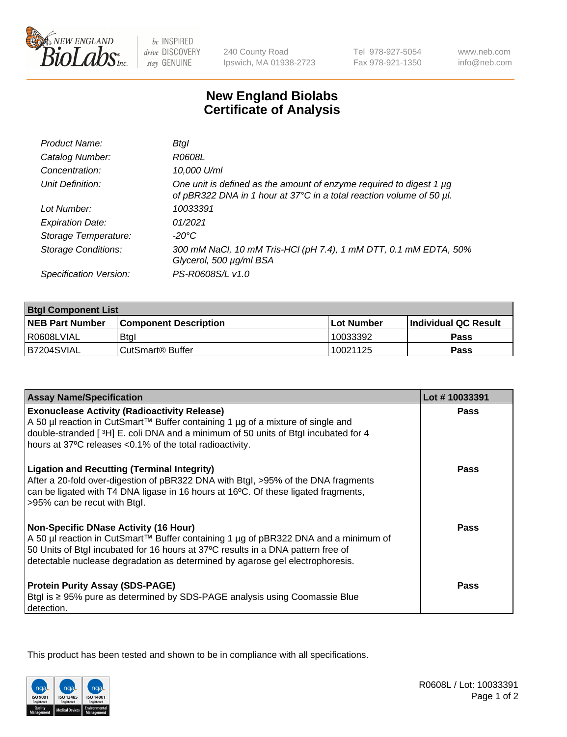New England Biolabs be INSPIRED drive DISCOVERY stay GENUINE

240 County Road
Ipswich, MA 01938-2723

Tel 978-927-5054
Fax 978-921-1350

www.neb.com
info@neb.com

# New England Biolabs Certificate of Analysis

| | |
|---|---|
| *Product Name:* | *BtgI* |
| *Catalog Number:* | *R0608L* |
| *Concentration:* | *10,000 U/ml* |
| *Unit Definition:* | *One unit is defined as the amount of enzyme required to digest 1 µg of pBR322 DNA in 1 hour at 37°C in a total reaction volume of 50 µl.* |
| *Lot Number:* | *10033391* |
| *Expiration Date:* | *01/2021* |
| *Storage Temperature:* | *-20°C* |
| *Storage Conditions:* | *300 mM NaCl, 10 mM Tris-HCl (pH 7.4), 1 mM DTT, 0.1 mM EDTA, 50% Glycerol, 500 µg/ml BSA* |
| *Specification Version:* | *PS-R0608S/L v1.0* |

| **BtgI Component List** | | | |
|---|---|---|---|
| **NEB Part Number** | **Component Description** | **Lot Number** | **Individual QC Result** |
| R0608LVIAL | BtgI | 10033392 | **Pass** |
| B7204SVIAL | CutSmart® Buffer | 10021125 | **Pass** |

| **Assay Name/Specification** | **Lot # 10033391** |
|---|---|
| **Exonuclease Activity (Radioactivity Release)** A 50 µl reaction in CutSmart™ Buffer containing 1 µg of a mixture of single and double-stranded [ $^3$H] E. coli DNA and a minimum of 50 units of BtgI incubated for 4 hours at 37ºC releases <0.1% of the total radioactivity. | **Pass** |
| **Ligation and Recutting (Terminal Integrity)** After a 20-fold over-digestion of pBR322 DNA with BtgI, >95% of the DNA fragments can be ligated with T4 DNA ligase in 16 hours at 16ºC. Of these ligated fragments, >95% can be recut with BtgI. | **Pass** |
| **Non-Specific DNase Activity (16 Hour)** A 50 µl reaction in CutSmart™ Buffer containing 1 µg of pBR322 DNA and a minimum of 50 Units of BtgI incubated for 16 hours at 37ºC results in a DNA pattern free of detectable nuclease degradation as determined by agarose gel electrophoresis. | **Pass** |
| **Protein Purity Assay (SDS-PAGE)** BtgI is ≥ 95% pure as determined by SDS-PAGE analysis using Coomassie Blue detection. | **Pass** |

This product has been tested and shown to be in compliance with all specifications.

R0608L / Lot: 10033391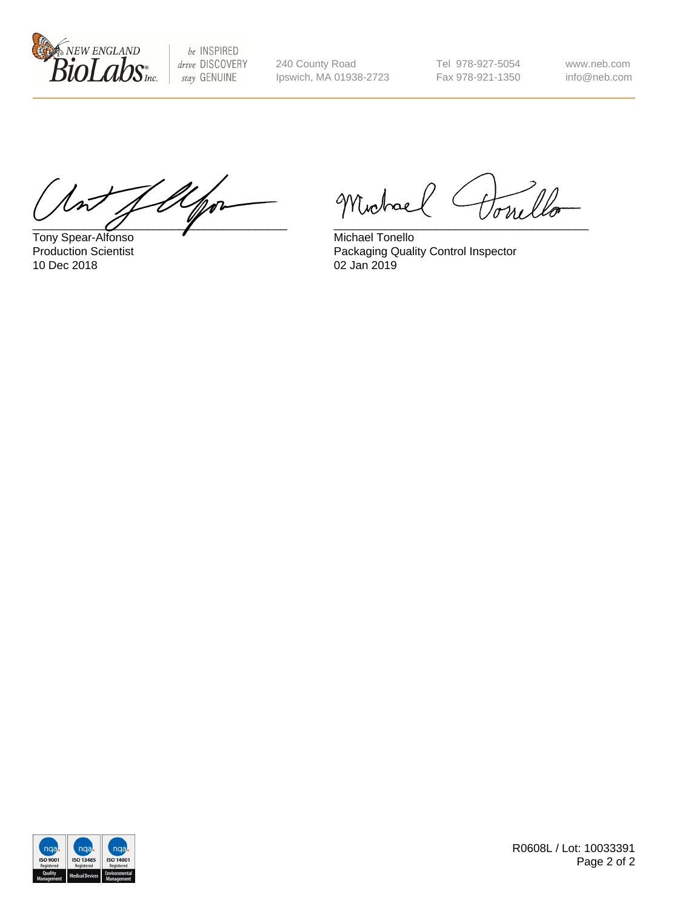Tony Spear-Alfonso
Production Scientist
10 Dec 2018

Michael Tonello
Packaging Quality Control Inspector
02 Jan 2019